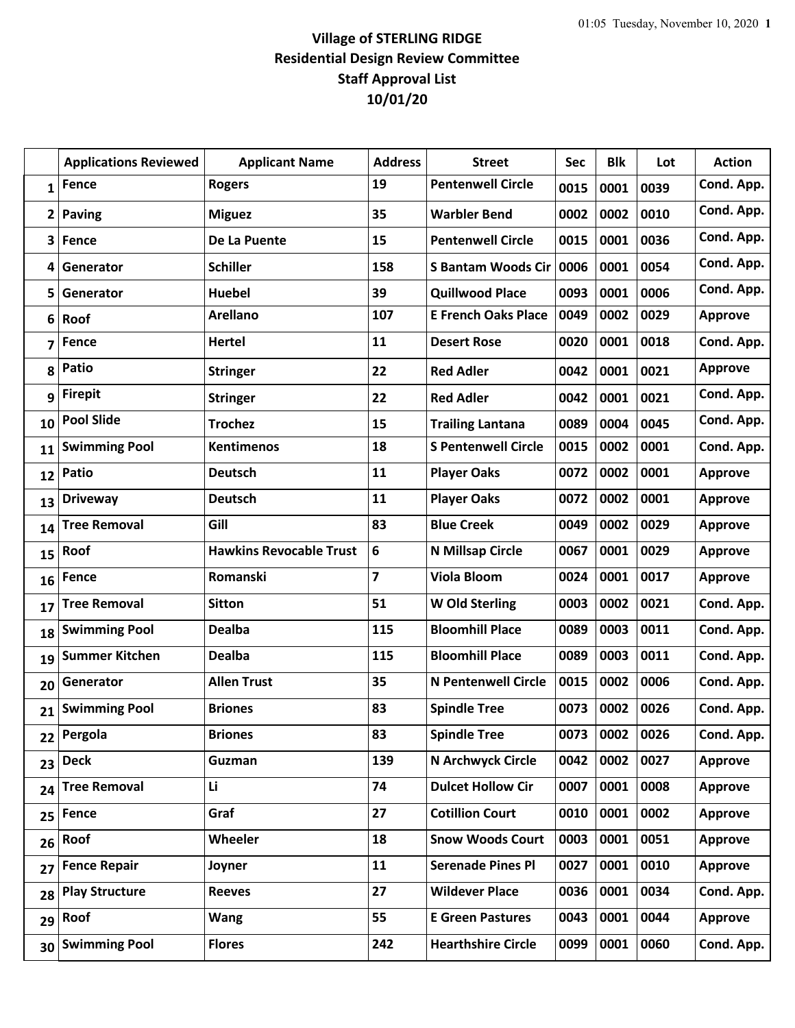# Village of STERLING RIDGE
## Residential Design Review Committee
## Staff Approval List
## 10/01/20

| | Applications Reviewed | Applicant Name | Address | Street | Sec | Blk | Lot | Action |
|---|---|---|---|---|---|---|---|---|
| 1 | Fence | Rogers | 19 | Pentenwell Circle | 0015 | 0001 | 0039 | Cond. App. |
| 2 | Paving | Miguez | 35 | Warbler Bend | 0002 | 0002 | 0010 | Cond. App. |
| 3 | Fence | De La Puente | 15 | Pentenwell Circle | 0015 | 0001 | 0036 | Cond. App. |
| 4 | Generator | Schiller | 158 | S Bantam Woods Cir | 0006 | 0001 | 0054 | Cond. App. |
| 5 | Generator | Huebel | 39 | Quillwood Place | 0093 | 0001 | 0006 | Cond. App. |
| 6 | Roof | Arellano | 107 | E French Oaks Place | 0049 | 0002 | 0029 | Approve |
| 7 | Fence | Hertel | 11 | Desert Rose | 0020 | 0001 | 0018 | Cond. App. |
| 8 | Patio | Stringer | 22 | Red Adler | 0042 | 0001 | 0021 | Approve |
| 9 | Firepit | Stringer | 22 | Red Adler | 0042 | 0001 | 0021 | Cond. App. |
| 10 | Pool Slide | Trochez | 15 | Trailing Lantana | 0089 | 0004 | 0045 | Cond. App. |
| 11 | Swimming Pool | Kentimenos | 18 | S Pentenwell Circle | 0015 | 0002 | 0001 | Cond. App. |
| 12 | Patio | Deutsch | 11 | Player Oaks | 0072 | 0002 | 0001 | Approve |
| 13 | Driveway | Deutsch | 11 | Player Oaks | 0072 | 0002 | 0001 | Approve |
| 14 | Tree Removal | Gill | 83 | Blue Creek | 0049 | 0002 | 0029 | Approve |
| 15 | Roof | Hawkins Revocable Trust | 6 | N Millsap Circle | 0067 | 0001 | 0029 | Approve |
| 16 | Fence | Romanski | 7 | Viola Bloom | 0024 | 0001 | 0017 | Approve |
| 17 | Tree Removal | Sitton | 51 | W Old Sterling | 0003 | 0002 | 0021 | Cond. App. |
| 18 | Swimming Pool | Dealba | 115 | Bloomhill Place | 0089 | 0003 | 0011 | Cond. App. |
| 19 | Summer Kitchen | Dealba | 115 | Bloomhill Place | 0089 | 0003 | 0011 | Cond. App. |
| 20 | Generator | Allen Trust | 35 | N Pentenwell Circle | 0015 | 0002 | 0006 | Cond. App. |
| 21 | Swimming Pool | Briones | 83 | Spindle Tree | 0073 | 0002 | 0026 | Cond. App. |
| 22 | Pergola | Briones | 83 | Spindle Tree | 0073 | 0002 | 0026 | Cond. App. |
| 23 | Deck | Guzman | 139 | N Archwyck Circle | 0042 | 0002 | 0027 | Approve |
| 24 | Tree Removal | Li | 74 | Dulcet Hollow Cir | 0007 | 0001 | 0008 | Approve |
| 25 | Fence | Graf | 27 | Cotillion Court | 0010 | 0001 | 0002 | Approve |
| 26 | Roof | Wheeler | 18 | Snow Woods Court | 0003 | 0001 | 0051 | Approve |
| 27 | Fence Repair | Joyner | 11 | Serenade Pines Pl | 0027 | 0001 | 0010 | Approve |
| 28 | Play Structure | Reeves | 27 | Wildever Place | 0036 | 0001 | 0034 | Cond. App. |
| 29 | Roof | Wang | 55 | E Green Pastures | 0043 | 0001 | 0044 | Approve |
| 30 | Swimming Pool | Flores | 242 | Hearthshire Circle | 0099 | 0001 | 0060 | Cond. App. |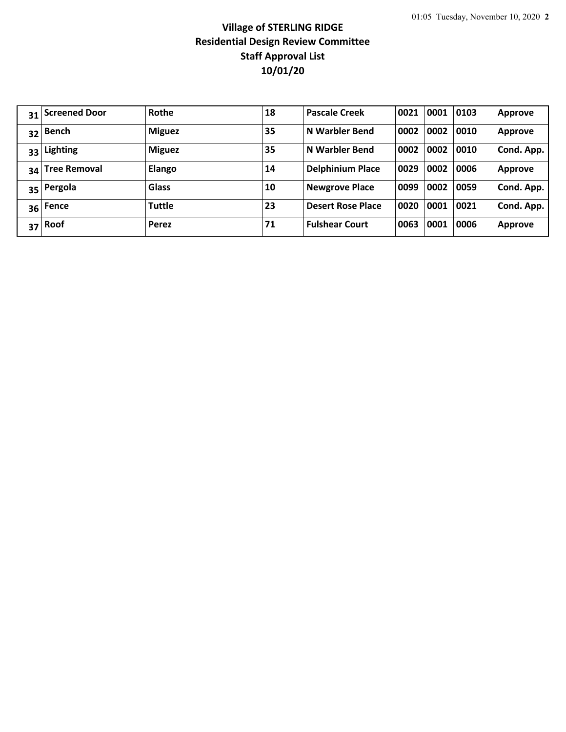**Village of STERLING RIDGE**
**Residential Design Review Committee**
**Staff Approval List**
**10/01/20**

| | | | | | | | | |
|---|---|---|---|---|---|---|---|---|
| 31 | **Screened Door** | **Rothe** | **18** | **Pascale Creek** | **0021** | **0001** | **0103** | **Approve** |
| 32 | **Bench** | **Miguez** | **35** | **N Warbler Bend** | **0002** | **0002** | **0010** | **Approve** |
| 33 | **Lighting** | **Miguez** | **35** | **N Warbler Bend** | **0002** | **0002** | **0010** | **Cond. App.** |
| 34 | **Tree Removal** | **Elango** | **14** | **Delphinium Place** | **0029** | **0002** | **0006** | **Approve** |
| 35 | **Pergola** | **Glass** | **10** | **Newgrove Place** | **0099** | **0002** | **0059** | **Cond. App.** |
| 36 | **Fence** | **Tuttle** | **23** | **Desert Rose Place** | **0020** | **0001** | **0021** | **Cond. App.** |
| 37 | **Roof** | **Perez** | **71** | **Fulshear Court** | **0063** | **0001** | **0006** | **Approve** |